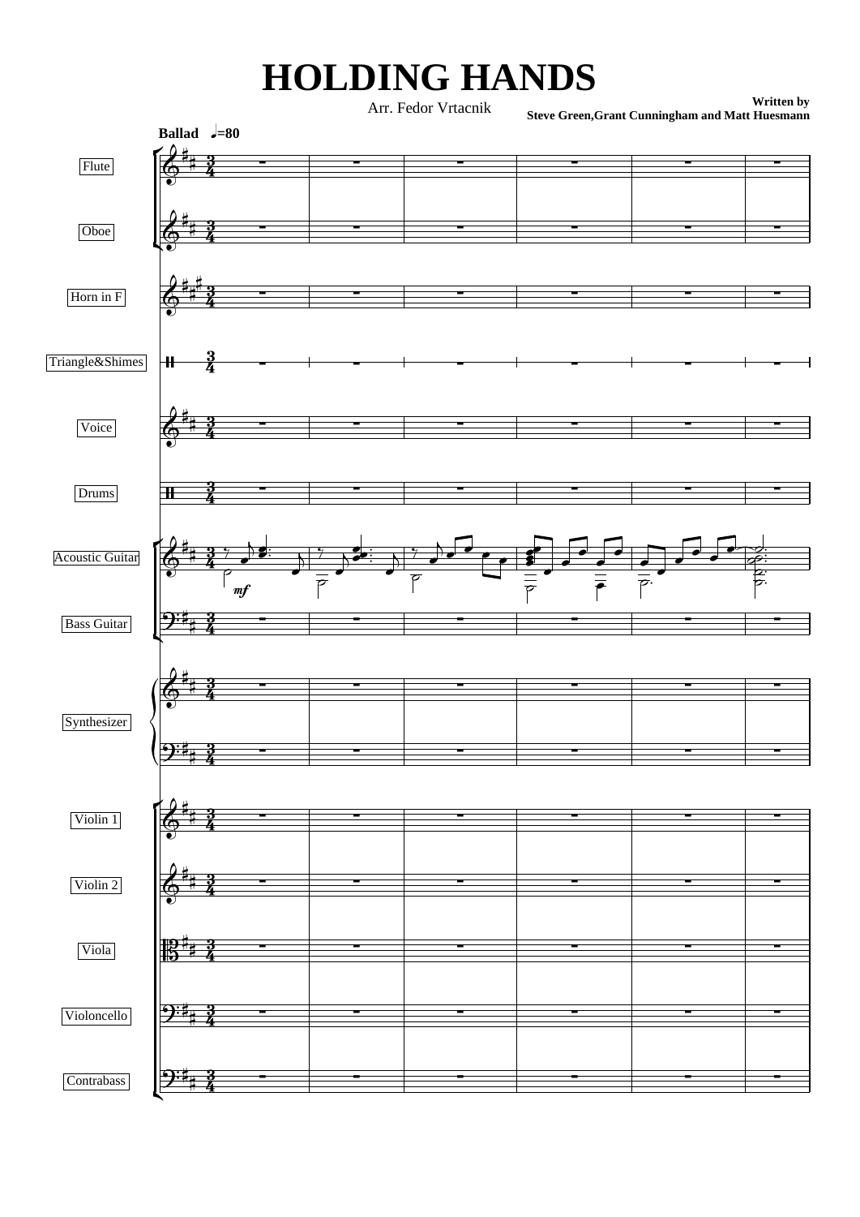# HOLDING HANDS

Arr. Fedor Vrtacnik

**Written by**
**Steve Green,Grant Cunningham and Matt Huesmann**

**Ballad** ♩=80

Flute

Oboe

Horn in F

Triangle&Shimes

Voice

Drums

Acoustic Guitar

Bass Guitar

Synthesizer

Violin 1

Violin 2

Viola

Violoncello

Contrabass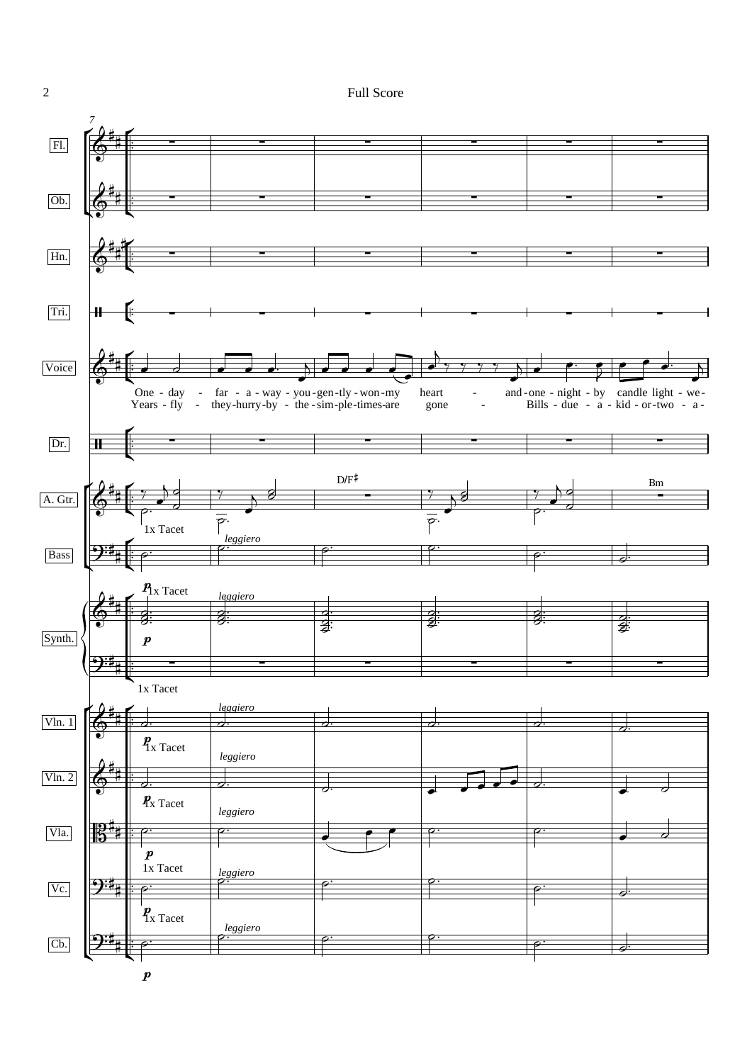Fl.

Ob.

Hn.

Tri.

Voice

One - day - far - a - way - you - gen - tly - won - my heart - and - one - night - by candle light - we -

Years - fly - they - hurry - by - the - sim - ple - times - are gone - Bills - due - a - kid - or - two - a -

Dr.

A. Gtr.

D/F♯ Bm

1x Tacet

*leggiero*

Bass

Synth.

*p* 1x Tacet *leggiero*

*p*

1x Tacet

Vln. 1

*leggiero*

*p* 1x Tacet

Vln. 2

*leggiero*

*p* 1x Tacet

Vla.

*leggiero*

*p* 1x Tacet

Vc.

*leggiero*

*p* 1x Tacet

Cb.

*leggiero*

*p*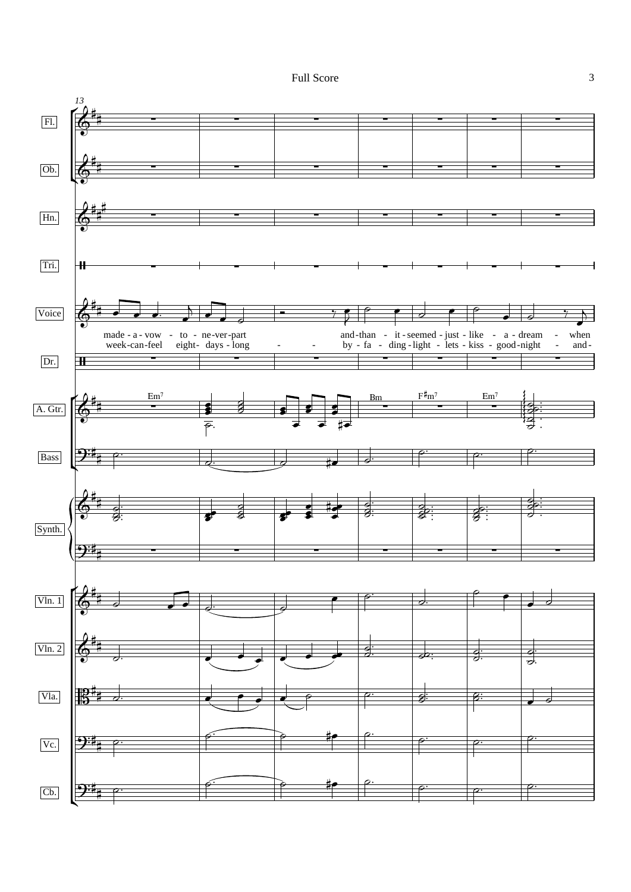Full Score

13

Fl.

Ob.

Hn.

Tri.

Voice

made - a - vow - to - ne-ver-part and-than - it - seemed - just - like - a - dream - when

week-can-feel eight- days - long - - by - fa - ding - light - lets - kiss - good-night - and-

Dr.

A. Gtr.

Em7 Bm F♯m7 Em7

Bass

Synth.

Vln. 1

Vln. 2

Vla.

Vc.

Cb.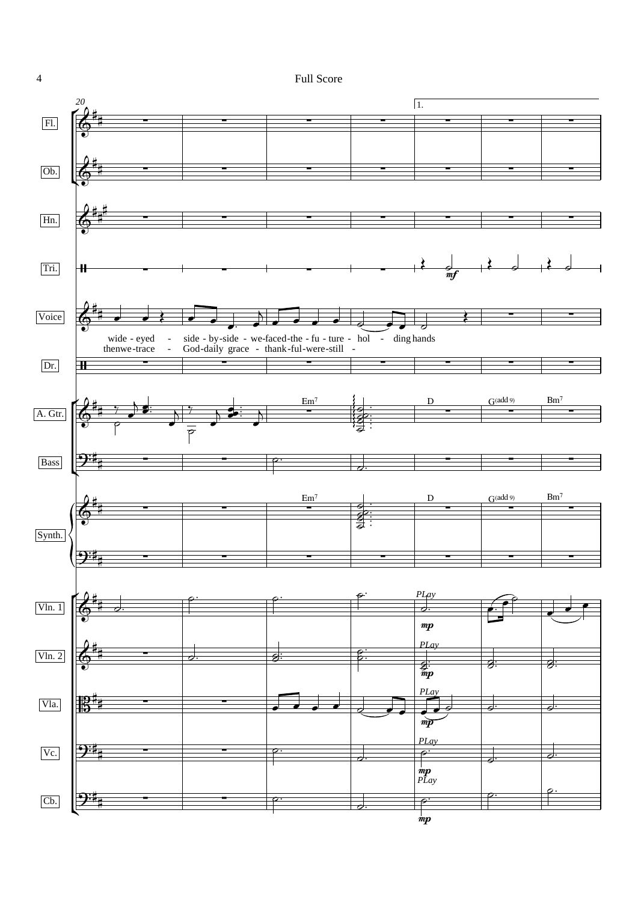Fl.

Ob.

Hn.

Tri.

Voice

wide - eyed - side - by-side - we-faced-the - fu - ture - hol - ding hands

thenwe-trace - God-daily grace - thank-ful-were-still -

Dr.

A. Gtr.

Bass

Synth.

Vln. 1

Vln. 2

Vla.

Vc.

Cb.